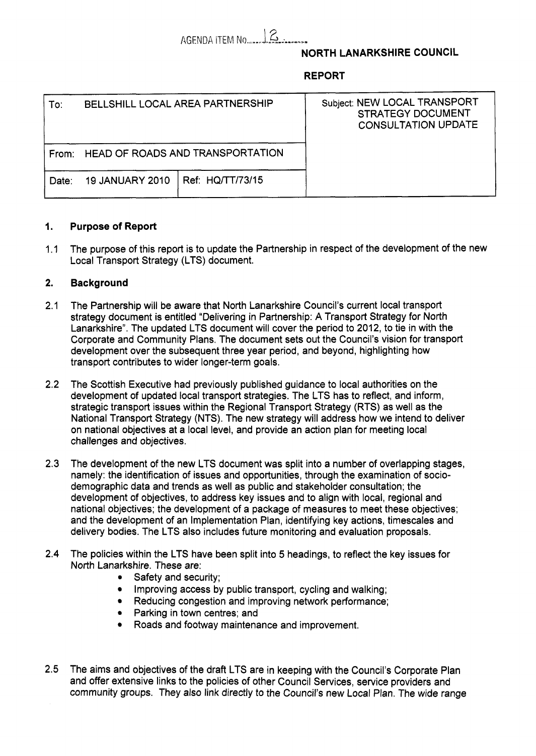AGENDA ITEM No. 12

**NORTH LANARKSHIRE COUNCIL**

**REPORT**

| To: BELLSHILL LOCAL AREA PARTNERSHIP | | Subject: NEW LOCAL TRANSPORT STRATEGY DOCUMENT CONSULTATION UPDATE |
|---|---|---|
| From: HEAD OF ROADS AND TRANSPORTATION | | |
| Date: 19 JANUARY 2010 | Ref: HQ/TT/73/15 | |

## 1. Purpose of Report

1.1 The purpose of this report is to update the Partnership in respect of the development of the new Local Transport Strategy (LTS) document.

## 2. Background

2.1 The Partnership will be aware that North Lanarkshire Council's current local transport strategy document is entitled "Delivering in Partnership: A Transport Strategy for North Lanarkshire". The updated LTS document will cover the period to 2012, to tie in with the Corporate and Community Plans. The document sets out the Council's vision for transport development over the subsequent three year period, and beyond, highlighting how transport contributes to wider longer-term goals.

2.2 The Scottish Executive had previously published guidance to local authorities on the development of updated local transport strategies. The LTS has to reflect, and inform, strategic transport issues within the Regional Transport Strategy (RTS) as well as the National Transport Strategy (NTS). The new strategy will address how we intend to deliver on national objectives at a local level, and provide an action plan for meeting local challenges and objectives.

2.3 The development of the new LTS document was split into a number of overlapping stages, namely: the identification of issues and opportunities, through the examination of socio-demographic data and trends as well as public and stakeholder consultation; the development of objectives, to address key issues and to align with local, regional and national objectives; the development of a package of measures to meet these objectives; and the development of an Implementation Plan, identifying key actions, timescales and delivery bodies. The LTS also includes future monitoring and evaluation proposals.

2.4 The policies within the LTS have been split into 5 headings, to reflect the key issues for North Lanarkshire. These are:

- Safety and security;
- Improving access by public transport, cycling and walking;
- Reducing congestion and improving network performance;
- Parking in town centres; and
- Roads and footway maintenance and improvement.

2.5 The aims and objectives of the draft LTS are in keeping with the Council's Corporate Plan and offer extensive links to the policies of other Council Services, service providers and community groups. They also link directly to the Council's new Local Plan. The wide range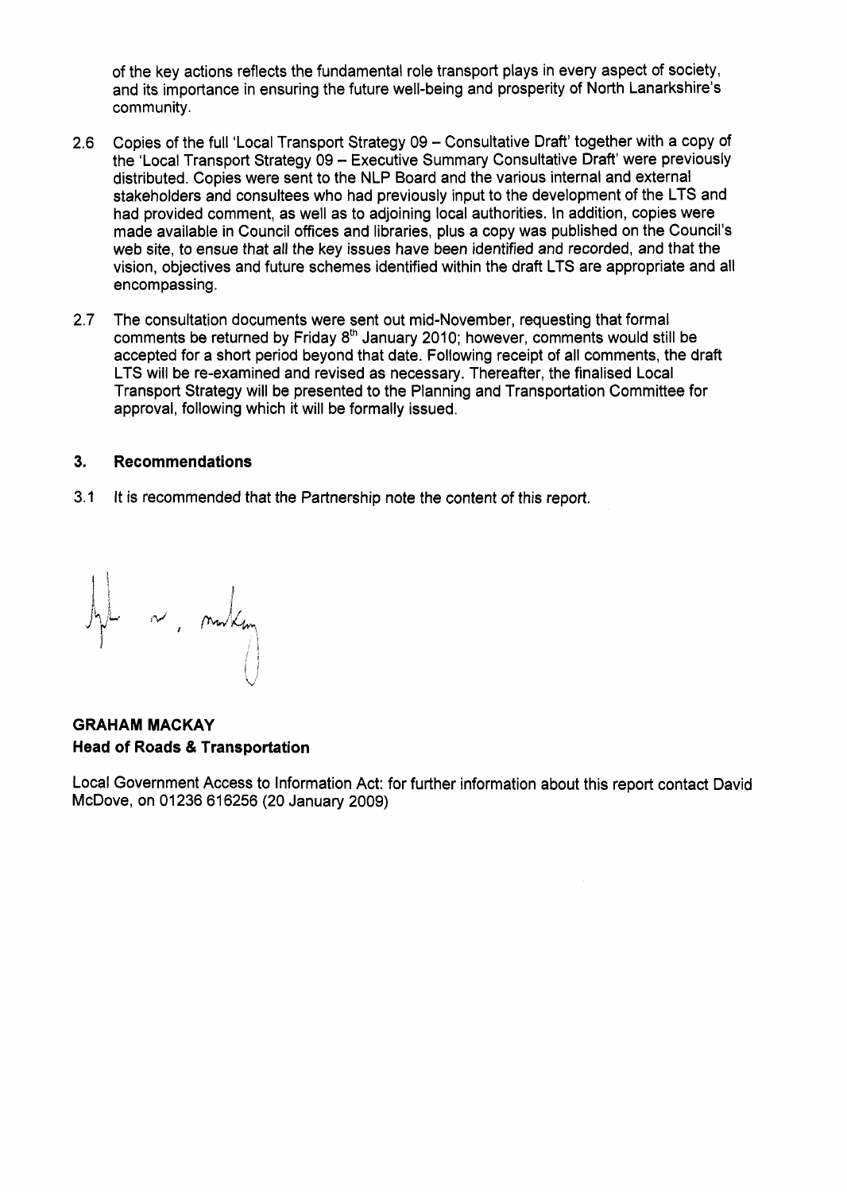of the key actions reflects the fundamental role transport plays in every aspect of society, and its importance in ensuring the future well-being and prosperity of North Lanarkshire's community.

2.6 Copies of the full 'Local Transport Strategy 09 – Consultative Draft' together with a copy of the 'Local Transport Strategy 09 – Executive Summary Consultative Draft' were previously distributed. Copies were sent to the NLP Board and the various internal and external stakeholders and consultees who had previously input to the development of the LTS and had provided comment, as well as to adjoining local authorities. In addition, copies were made available in Council offices and libraries, plus a copy was published on the Council's web site, to ensue that all the key issues have been identified and recorded, and that the vision, objectives and future schemes identified within the draft LTS are appropriate and all encompassing.

2.7 The consultation documents were sent out mid-November, requesting that formal comments be returned by Friday 8th January 2010; however, comments would still be accepted for a short period beyond that date. Following receipt of all comments, the draft LTS will be re-examined and revised as necessary. Thereafter, the finalised Local Transport Strategy will be presented to the Planning and Transportation Committee for approval, following which it will be formally issued.

## 3. Recommendations

3.1 It is recommended that the Partnership note the content of this report.

**GRAHAM MACKAY**
**Head of Roads & Transportation**

Local Government Access to Information Act: for further information about this report contact David McDove, on 01236 616256 (20 January 2009)